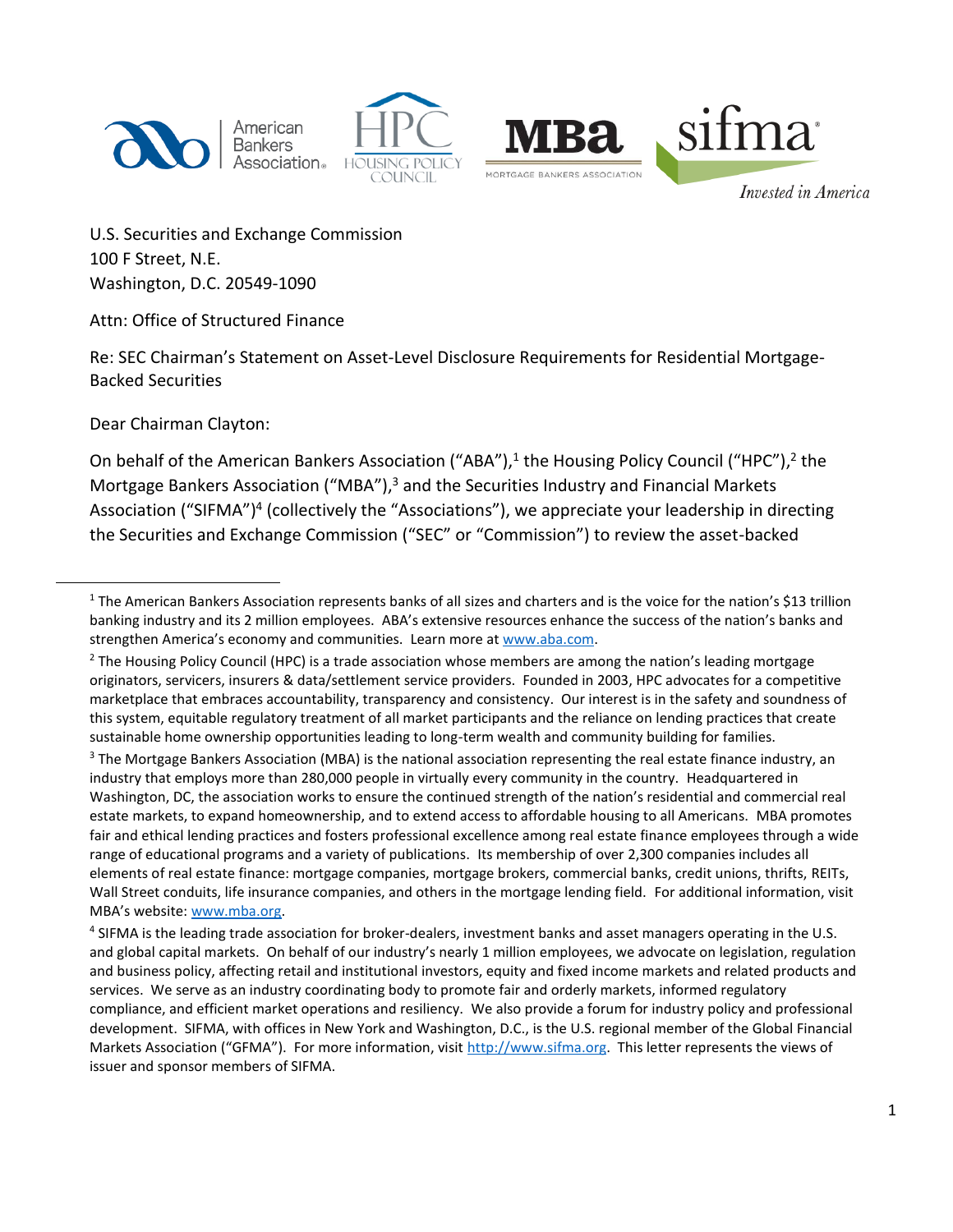U.S. Securities and Exchange Commission
100 F Street, N.E.
Washington, D.C. 20549-1090

Attn: Office of Structured Finance

Re: SEC Chairman's Statement on Asset-Level Disclosure Requirements for Residential Mortgage-Backed Securities

Dear Chairman Clayton:

On behalf of the American Bankers Association ("ABA"),[1] the Housing Policy Council ("HPC"),[2] the Mortgage Bankers Association ("MBA"),[3] and the Securities Industry and Financial Markets Association ("SIFMA")[4] (collectively the "Associations"), we appreciate your leadership in directing the Securities and Exchange Commission ("SEC" or "Commission") to review the asset-backed

---

[1] The American Bankers Association represents banks of all sizes and charters and is the voice for the nation's $13 trillion banking industry and its 2 million employees. ABA's extensive resources enhance the success of the nation's banks and strengthen America's economy and communities. Learn more at www.aba.com.

[2] The Housing Policy Council (HPC) is a trade association whose members are among the nation's leading mortgage originators, servicers, insurers & data/settlement service providers. Founded in 2003, HPC advocates for a competitive marketplace that embraces accountability, transparency and consistency. Our interest is in the safety and soundness of this system, equitable regulatory treatment of all market participants and the reliance on lending practices that create sustainable home ownership opportunities leading to long-term wealth and community building for families.

[3] The Mortgage Bankers Association (MBA) is the national association representing the real estate finance industry, an industry that employs more than 280,000 people in virtually every community in the country. Headquartered in Washington, DC, the association works to ensure the continued strength of the nation's residential and commercial real estate markets, to expand homeownership, and to extend access to affordable housing to all Americans. MBA promotes fair and ethical lending practices and fosters professional excellence among real estate finance employees through a wide range of educational programs and a variety of publications. Its membership of over 2,300 companies includes all elements of real estate finance: mortgage companies, mortgage brokers, commercial banks, credit unions, thrifts, REITs, Wall Street conduits, life insurance companies, and others in the mortgage lending field. For additional information, visit MBA's website: www.mba.org.

[4] SIFMA is the leading trade association for broker-dealers, investment banks and asset managers operating in the U.S. and global capital markets. On behalf of our industry's nearly 1 million employees, we advocate on legislation, regulation and business policy, affecting retail and institutional investors, equity and fixed income markets and related products and services. We serve as an industry coordinating body to promote fair and orderly markets, informed regulatory compliance, and efficient market operations and resiliency. We also provide a forum for industry policy and professional development. SIFMA, with offices in New York and Washington, D.C., is the U.S. regional member of the Global Financial Markets Association ("GFMA"). For more information, visit http://www.sifma.org. This letter represents the views of issuer and sponsor members of SIFMA.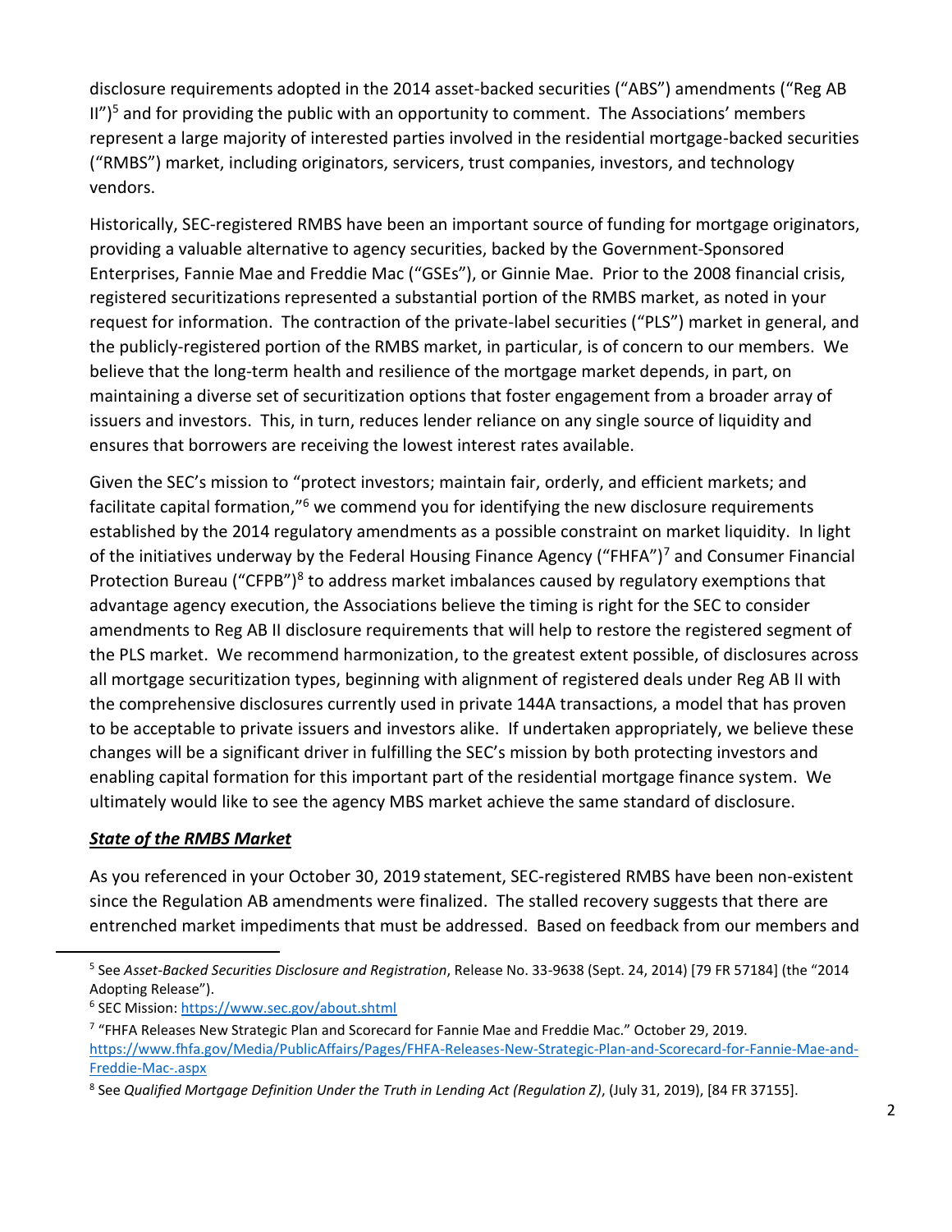disclosure requirements adopted in the 2014 asset-backed securities ("ABS") amendments ("Reg AB II")[5] and for providing the public with an opportunity to comment. The Associations' members represent a large majority of interested parties involved in the residential mortgage-backed securities ("RMBS") market, including originators, servicers, trust companies, investors, and technology vendors.

Historically, SEC-registered RMBS have been an important source of funding for mortgage originators, providing a valuable alternative to agency securities, backed by the Government-Sponsored Enterprises, Fannie Mae and Freddie Mac ("GSEs"), or Ginnie Mae. Prior to the 2008 financial crisis, registered securitizations represented a substantial portion of the RMBS market, as noted in your request for information. The contraction of the private-label securities ("PLS") market in general, and the publicly-registered portion of the RMBS market, in particular, is of concern to our members. We believe that the long-term health and resilience of the mortgage market depends, in part, on maintaining a diverse set of securitization options that foster engagement from a broader array of issuers and investors. This, in turn, reduces lender reliance on any single source of liquidity and ensures that borrowers are receiving the lowest interest rates available.

Given the SEC's mission to "protect investors; maintain fair, orderly, and efficient markets; and facilitate capital formation,"[6] we commend you for identifying the new disclosure requirements established by the 2014 regulatory amendments as a possible constraint on market liquidity. In light of the initiatives underway by the Federal Housing Finance Agency ("FHFA")[7] and Consumer Financial Protection Bureau ("CFPB")[8] to address market imbalances caused by regulatory exemptions that advantage agency execution, the Associations believe the timing is right for the SEC to consider amendments to Reg AB II disclosure requirements that will help to restore the registered segment of the PLS market. We recommend harmonization, to the greatest extent possible, of disclosures across all mortgage securitization types, beginning with alignment of registered deals under Reg AB II with the comprehensive disclosures currently used in private 144A transactions, a model that has proven to be acceptable to private issuers and investors alike. If undertaken appropriately, we believe these changes will be a significant driver in fulfilling the SEC's mission by both protecting investors and enabling capital formation for this important part of the residential mortgage finance system. We ultimately would like to see the agency MBS market achieve the same standard of disclosure.

***State of the RMBS Market***

As you referenced in your October 30, 2019 statement, SEC-registered RMBS have been non-existent since the Regulation AB amendments were finalized. The stalled recovery suggests that there are entrenched market impediments that must be addressed. Based on feedback from our members and

---

[5] See *Asset-Backed Securities Disclosure and Registration*, Release No. 33-9638 (Sept. 24, 2014) [79 FR 57184] (the "2014 Adopting Release").

[6] SEC Mission: https://www.sec.gov/about.shtml

[7] "FHFA Releases New Strategic Plan and Scorecard for Fannie Mae and Freddie Mac." October 29, 2019. https://www.fhfa.gov/Media/PublicAffairs/Pages/FHFA-Releases-New-Strategic-Plan-and-Scorecard-for-Fannie-Mae-and-Freddie-Mac-.aspx

[8] See *Qualified Mortgage Definition Under the Truth in Lending Act (Regulation Z)*, (July 31, 2019), [84 FR 37155].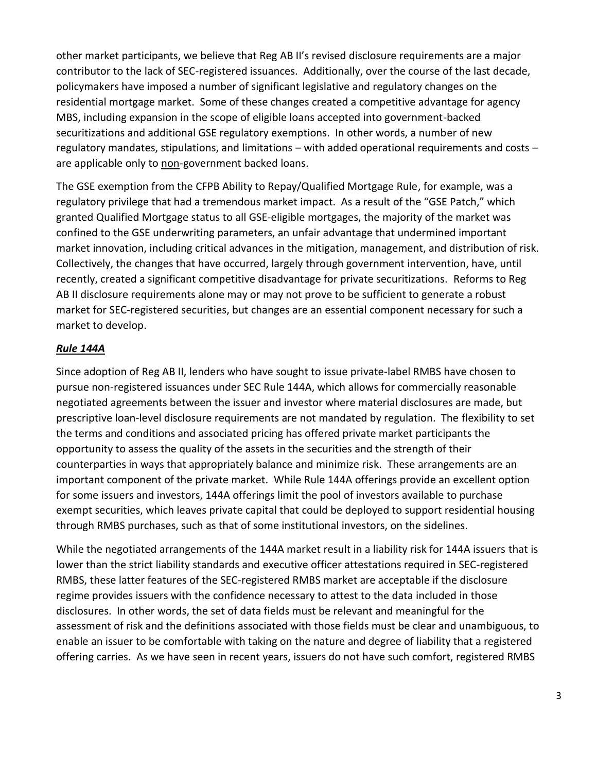other market participants, we believe that Reg AB II's revised disclosure requirements are a major contributor to the lack of SEC-registered issuances. Additionally, over the course of the last decade, policymakers have imposed a number of significant legislative and regulatory changes on the residential mortgage market. Some of these changes created a competitive advantage for agency MBS, including expansion in the scope of eligible loans accepted into government-backed securitizations and additional GSE regulatory exemptions. In other words, a number of new regulatory mandates, stipulations, and limitations – with added operational requirements and costs – are applicable only to <u>non</u>-government backed loans.

The GSE exemption from the CFPB Ability to Repay/Qualified Mortgage Rule, for example, was a regulatory privilege that had a tremendous market impact. As a result of the "GSE Patch," which granted Qualified Mortgage status to all GSE-eligible mortgages, the majority of the market was confined to the GSE underwriting parameters, an unfair advantage that undermined important market innovation, including critical advances in the mitigation, management, and distribution of risk. Collectively, the changes that have occurred, largely through government intervention, have, until recently, created a significant competitive disadvantage for private securitizations. Reforms to Reg AB II disclosure requirements alone may or may not prove to be sufficient to generate a robust market for SEC-registered securities, but changes are an essential component necessary for such a market to develop.

***<u>Rule 144A</u>***

Since adoption of Reg AB II, lenders who have sought to issue private-label RMBS have chosen to pursue non-registered issuances under SEC Rule 144A, which allows for commercially reasonable negotiated agreements between the issuer and investor where material disclosures are made, but prescriptive loan-level disclosure requirements are not mandated by regulation. The flexibility to set the terms and conditions and associated pricing has offered private market participants the opportunity to assess the quality of the assets in the securities and the strength of their counterparties in ways that appropriately balance and minimize risk. These arrangements are an important component of the private market. While Rule 144A offerings provide an excellent option for some issuers and investors, 144A offerings limit the pool of investors available to purchase exempt securities, which leaves private capital that could be deployed to support residential housing through RMBS purchases, such as that of some institutional investors, on the sidelines.

While the negotiated arrangements of the 144A market result in a liability risk for 144A issuers that is lower than the strict liability standards and executive officer attestations required in SEC-registered RMBS, these latter features of the SEC-registered RMBS market are acceptable if the disclosure regime provides issuers with the confidence necessary to attest to the data included in those disclosures. In other words, the set of data fields must be relevant and meaningful for the assessment of risk and the definitions associated with those fields must be clear and unambiguous, to enable an issuer to be comfortable with taking on the nature and degree of liability that a registered offering carries. As we have seen in recent years, issuers do not have such comfort, registered RMBS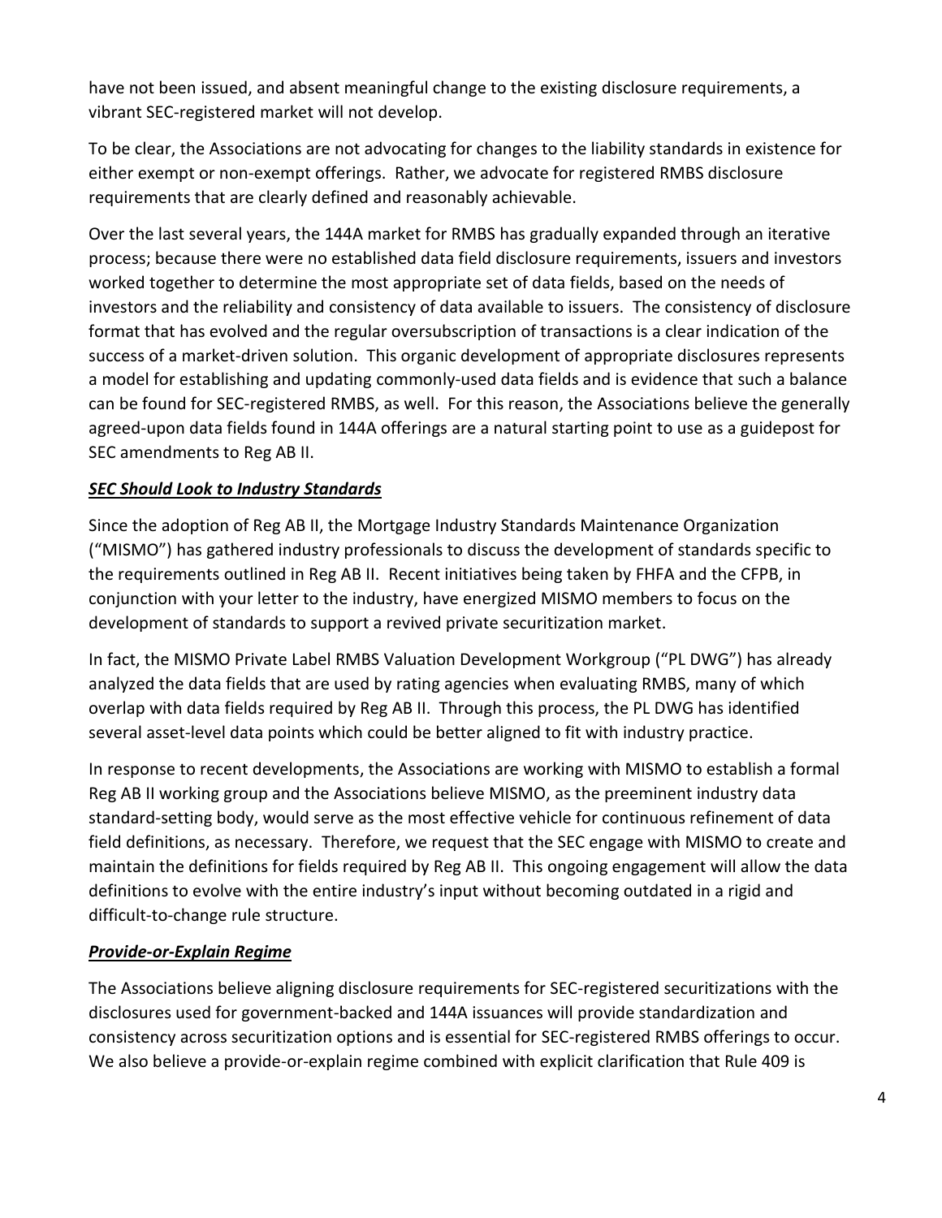have not been issued, and absent meaningful change to the existing disclosure requirements, a vibrant SEC-registered market will not develop.

To be clear, the Associations are not advocating for changes to the liability standards in existence for either exempt or non-exempt offerings. Rather, we advocate for registered RMBS disclosure requirements that are clearly defined and reasonably achievable.

Over the last several years, the 144A market for RMBS has gradually expanded through an iterative process; because there were no established data field disclosure requirements, issuers and investors worked together to determine the most appropriate set of data fields, based on the needs of investors and the reliability and consistency of data available to issuers. The consistency of disclosure format that has evolved and the regular oversubscription of transactions is a clear indication of the success of a market-driven solution. This organic development of appropriate disclosures represents a model for establishing and updating commonly-used data fields and is evidence that such a balance can be found for SEC-registered RMBS, as well. For this reason, the Associations believe the generally agreed-upon data fields found in 144A offerings are a natural starting point to use as a guidepost for SEC amendments to Reg AB II.

***SEC Should Look to Industry Standards***

Since the adoption of Reg AB II, the Mortgage Industry Standards Maintenance Organization ("MISMO") has gathered industry professionals to discuss the development of standards specific to the requirements outlined in Reg AB II. Recent initiatives being taken by FHFA and the CFPB, in conjunction with your letter to the industry, have energized MISMO members to focus on the development of standards to support a revived private securitization market.

In fact, the MISMO Private Label RMBS Valuation Development Workgroup ("PL DWG") has already analyzed the data fields that are used by rating agencies when evaluating RMBS, many of which overlap with data fields required by Reg AB II. Through this process, the PL DWG has identified several asset-level data points which could be better aligned to fit with industry practice.

In response to recent developments, the Associations are working with MISMO to establish a formal Reg AB II working group and the Associations believe MISMO, as the preeminent industry data standard-setting body, would serve as the most effective vehicle for continuous refinement of data field definitions, as necessary. Therefore, we request that the SEC engage with MISMO to create and maintain the definitions for fields required by Reg AB II. This ongoing engagement will allow the data definitions to evolve with the entire industry's input without becoming outdated in a rigid and difficult-to-change rule structure.

***Provide-or-Explain Regime***

The Associations believe aligning disclosure requirements for SEC-registered securitizations with the disclosures used for government-backed and 144A issuances will provide standardization and consistency across securitization options and is essential for SEC-registered RMBS offerings to occur. We also believe a provide-or-explain regime combined with explicit clarification that Rule 409 is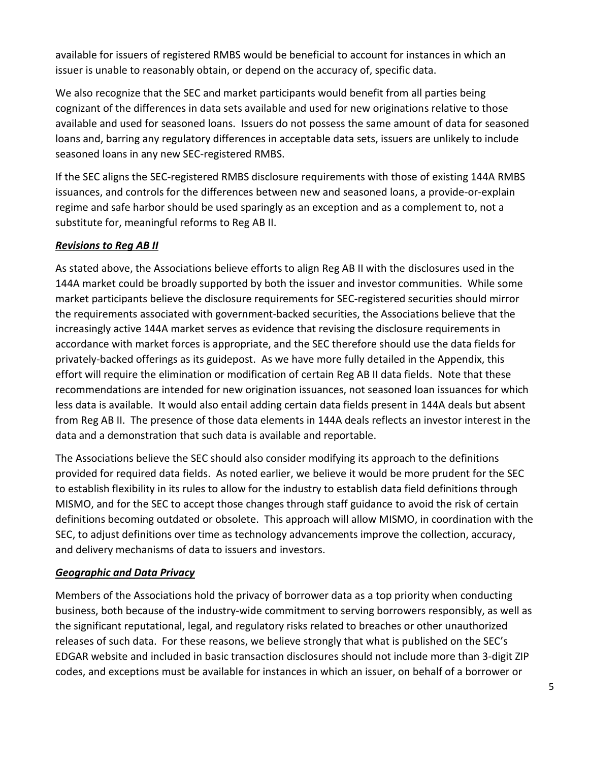available for issuers of registered RMBS would be beneficial to account for instances in which an issuer is unable to reasonably obtain, or depend on the accuracy of, specific data.

We also recognize that the SEC and market participants would benefit from all parties being cognizant of the differences in data sets available and used for new originations relative to those available and used for seasoned loans. Issuers do not possess the same amount of data for seasoned loans and, barring any regulatory differences in acceptable data sets, issuers are unlikely to include seasoned loans in any new SEC-registered RMBS.

If the SEC aligns the SEC-registered RMBS disclosure requirements with those of existing 144A RMBS issuances, and controls for the differences between new and seasoned loans, a provide-or-explain regime and safe harbor should be used sparingly as an exception and as a complement to, not a substitute for, meaningful reforms to Reg AB II.

### ***Revisions to Reg AB II***

As stated above, the Associations believe efforts to align Reg AB II with the disclosures used in the 144A market could be broadly supported by both the issuer and investor communities. While some market participants believe the disclosure requirements for SEC-registered securities should mirror the requirements associated with government-backed securities, the Associations believe that the increasingly active 144A market serves as evidence that revising the disclosure requirements in accordance with market forces is appropriate, and the SEC therefore should use the data fields for privately-backed offerings as its guidepost. As we have more fully detailed in the Appendix, this effort will require the elimination or modification of certain Reg AB II data fields. Note that these recommendations are intended for new origination issuances, not seasoned loan issuances for which less data is available. It would also entail adding certain data fields present in 144A deals but absent from Reg AB II. The presence of those data elements in 144A deals reflects an investor interest in the data and a demonstration that such data is available and reportable.

The Associations believe the SEC should also consider modifying its approach to the definitions provided for required data fields. As noted earlier, we believe it would be more prudent for the SEC to establish flexibility in its rules to allow for the industry to establish data field definitions through MISMO, and for the SEC to accept those changes through staff guidance to avoid the risk of certain definitions becoming outdated or obsolete. This approach will allow MISMO, in coordination with the SEC, to adjust definitions over time as technology advancements improve the collection, accuracy, and delivery mechanisms of data to issuers and investors.

### ***Geographic and Data Privacy***

Members of the Associations hold the privacy of borrower data as a top priority when conducting business, both because of the industry-wide commitment to serving borrowers responsibly, as well as the significant reputational, legal, and regulatory risks related to breaches or other unauthorized releases of such data. For these reasons, we believe strongly that what is published on the SEC's EDGAR website and included in basic transaction disclosures should not include more than 3-digit ZIP codes, and exceptions must be available for instances in which an issuer, on behalf of a borrower or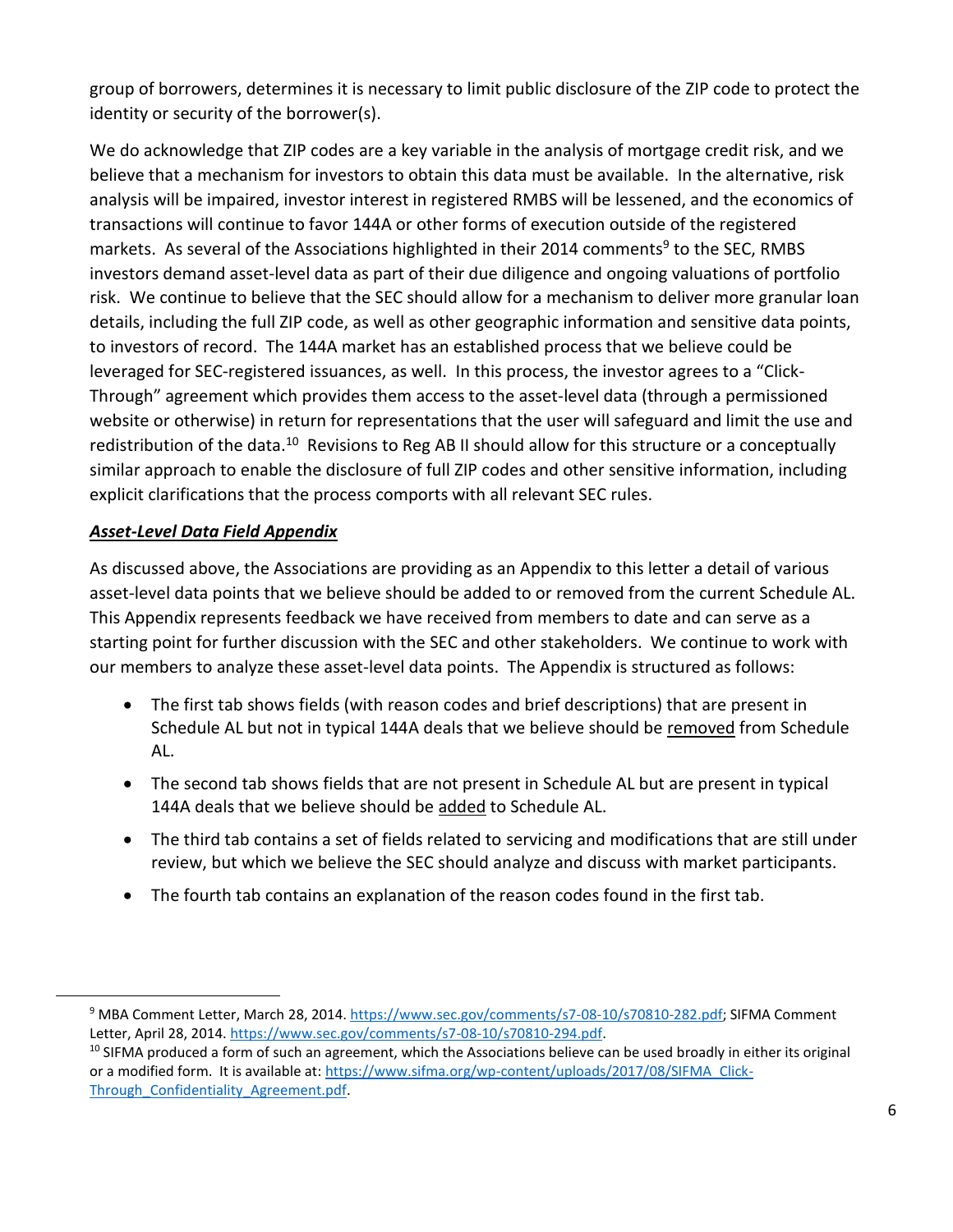group of borrowers, determines it is necessary to limit public disclosure of the ZIP code to protect the identity or security of the borrower(s).

We do acknowledge that ZIP codes are a key variable in the analysis of mortgage credit risk, and we believe that a mechanism for investors to obtain this data must be available. In the alternative, risk analysis will be impaired, investor interest in registered RMBS will be lessened, and the economics of transactions will continue to favor 144A or other forms of execution outside of the registered markets. As several of the Associations highlighted in their 2014 comments[9] to the SEC, RMBS investors demand asset-level data as part of their due diligence and ongoing valuations of portfolio risk. We continue to believe that the SEC should allow for a mechanism to deliver more granular loan details, including the full ZIP code, as well as other geographic information and sensitive data points, to investors of record. The 144A market has an established process that we believe could be leveraged for SEC-registered issuances, as well. In this process, the investor agrees to a "Click-Through" agreement which provides them access to the asset-level data (through a permissioned website or otherwise) in return for representations that the user will safeguard and limit the use and redistribution of the data.[10] Revisions to Reg AB II should allow for this structure or a conceptually similar approach to enable the disclosure of full ZIP codes and other sensitive information, including explicit clarifications that the process comports with all relevant SEC rules.

***Asset-Level Data Field Appendix***

As discussed above, the Associations are providing as an Appendix to this letter a detail of various asset-level data points that we believe should be added to or removed from the current Schedule AL. This Appendix represents feedback we have received from members to date and can serve as a starting point for further discussion with the SEC and other stakeholders. We continue to work with our members to analyze these asset-level data points. The Appendix is structured as follows:

- The first tab shows fields (with reason codes and brief descriptions) that are present in Schedule AL but not in typical 144A deals that we believe should be removed from Schedule AL.
- The second tab shows fields that are not present in Schedule AL but are present in typical 144A deals that we believe should be added to Schedule AL.
- The third tab contains a set of fields related to servicing and modifications that are still under review, but which we believe the SEC should analyze and discuss with market participants.
- The fourth tab contains an explanation of the reason codes found in the first tab.

---

[9] MBA Comment Letter, March 28, 2014. https://www.sec.gov/comments/s7-08-10/s70810-282.pdf; SIFMA Comment Letter, April 28, 2014. https://www.sec.gov/comments/s7-08-10/s70810-294.pdf.

[10] SIFMA produced a form of such an agreement, which the Associations believe can be used broadly in either its original or a modified form. It is available at: https://www.sifma.org/wp-content/uploads/2017/08/SIFMA_Click-Through_Confidentiality_Agreement.pdf.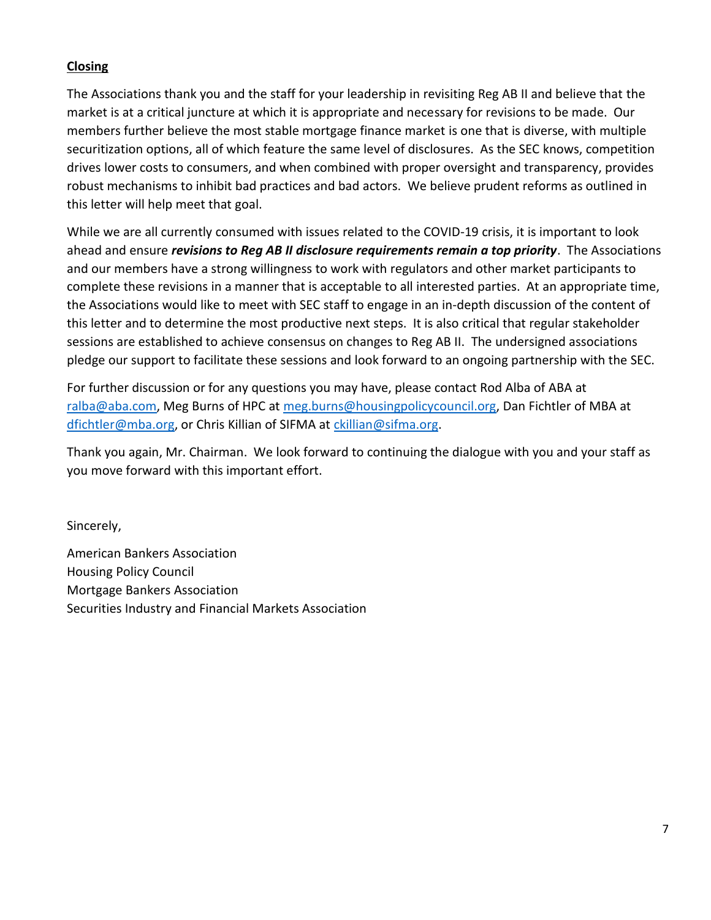**Closing**

The Associations thank you and the staff for your leadership in revisiting Reg AB II and believe that the market is at a critical juncture at which it is appropriate and necessary for revisions to be made. Our members further believe the most stable mortgage finance market is one that is diverse, with multiple securitization options, all of which feature the same level of disclosures. As the SEC knows, competition drives lower costs to consumers, and when combined with proper oversight and transparency, provides robust mechanisms to inhibit bad practices and bad actors. We believe prudent reforms as outlined in this letter will help meet that goal.

While we are all currently consumed with issues related to the COVID-19 crisis, it is important to look ahead and ensure ***revisions to Reg AB II disclosure requirements remain a top priority***. The Associations and our members have a strong willingness to work with regulators and other market participants to complete these revisions in a manner that is acceptable to all interested parties. At an appropriate time, the Associations would like to meet with SEC staff to engage in an in-depth discussion of the content of this letter and to determine the most productive next steps. It is also critical that regular stakeholder sessions are established to achieve consensus on changes to Reg AB II. The undersigned associations pledge our support to facilitate these sessions and look forward to an ongoing partnership with the SEC.

For further discussion or for any questions you may have, please contact Rod Alba of ABA at ralba@aba.com, Meg Burns of HPC at meg.burns@housingpolicycouncil.org, Dan Fichtler of MBA at dfichtler@mba.org, or Chris Killian of SIFMA at ckillian@sifma.org.

Thank you again, Mr. Chairman. We look forward to continuing the dialogue with you and your staff as you move forward with this important effort.

Sincerely,

American Bankers Association
Housing Policy Council
Mortgage Bankers Association
Securities Industry and Financial Markets Association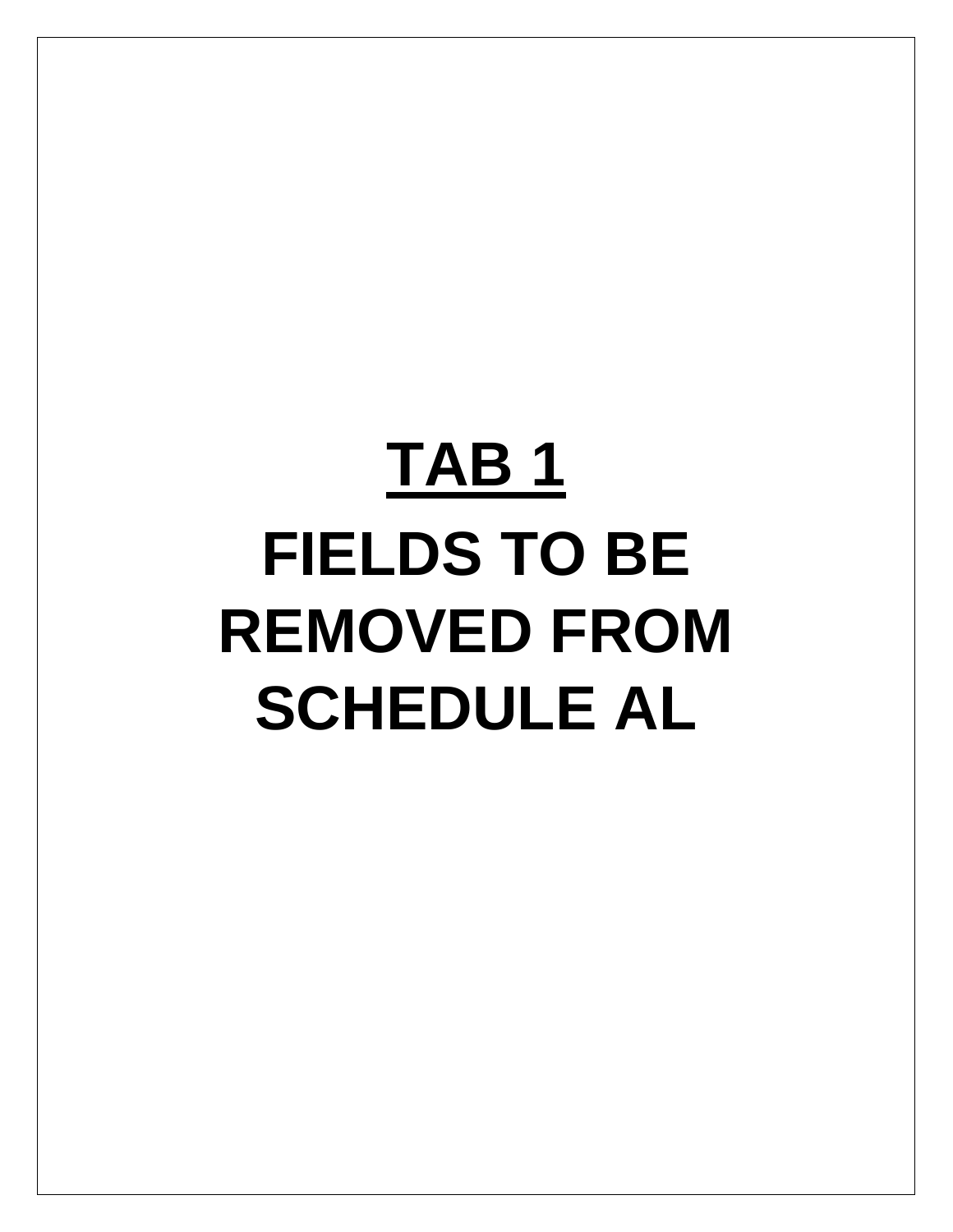# TAB 1

# FIELDS TO BE REMOVED FROM SCHEDULE AL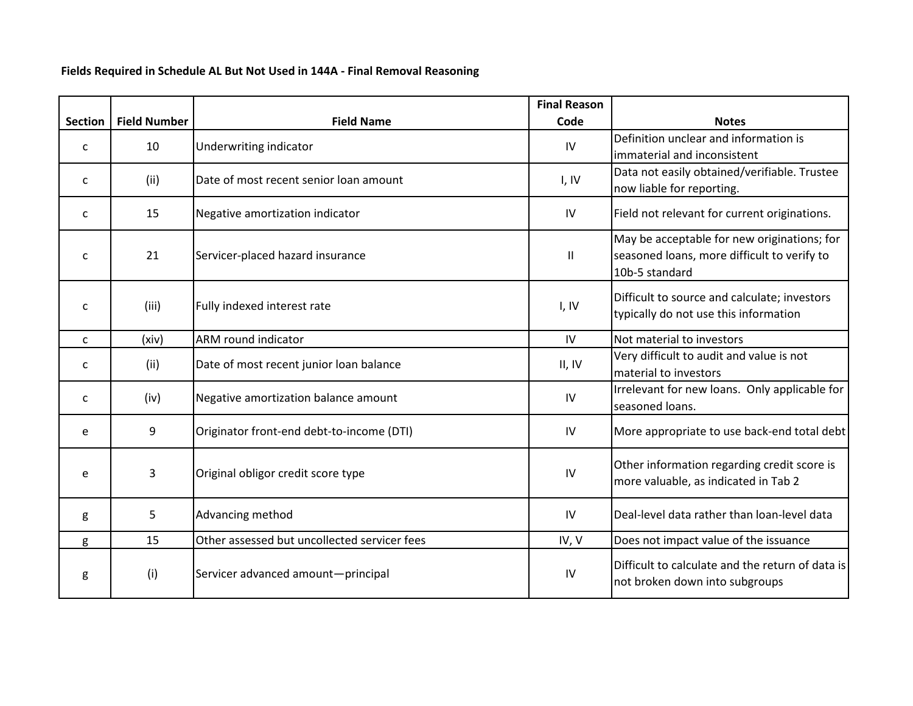**Fields Required in Schedule AL But Not Used in 144A - Final Removal Reasoning**

| Section | Field Number | Field Name | Final Reason Code | Notes |
|---|---|---|---|---|
| c | 10 | Underwriting indicator | IV | Definition unclear and information is immaterial and inconsistent |
| c | (ii) | Date of most recent senior loan amount | I, IV | Data not easily obtained/verifiable. Trustee now liable for reporting. |
| c | 15 | Negative amortization indicator | IV | Field not relevant for current originations. |
| c | 21 | Servicer-placed hazard insurance | II | May be acceptable for new originations; for seasoned loans, more difficult to verify to 10b-5 standard |
| c | (iii) | Fully indexed interest rate | I, IV | Difficult to source and calculate; investors typically do not use this information |
| c | (xiv) | ARM round indicator | IV | Not material to investors |
| c | (ii) | Date of most recent junior loan balance | II, IV | Very difficult to audit and value is not material to investors |
| c | (iv) | Negative amortization balance amount | IV | Irrelevant for new loans. Only applicable for seasoned loans. |
| e | 9 | Originator front-end debt-to-income (DTI) | IV | More appropriate to use back-end total debt |
| e | 3 | Original obligor credit score type | IV | Other information regarding credit score is more valuable, as indicated in Tab 2 |
| g | 5 | Advancing method | IV | Deal-level data rather than loan-level data |
| g | 15 | Other assessed but uncollected servicer fees | IV, V | Does not impact value of the issuance |
| g | (i) | Servicer advanced amount—principal | IV | Difficult to calculate and the return of data is not broken down into subgroups |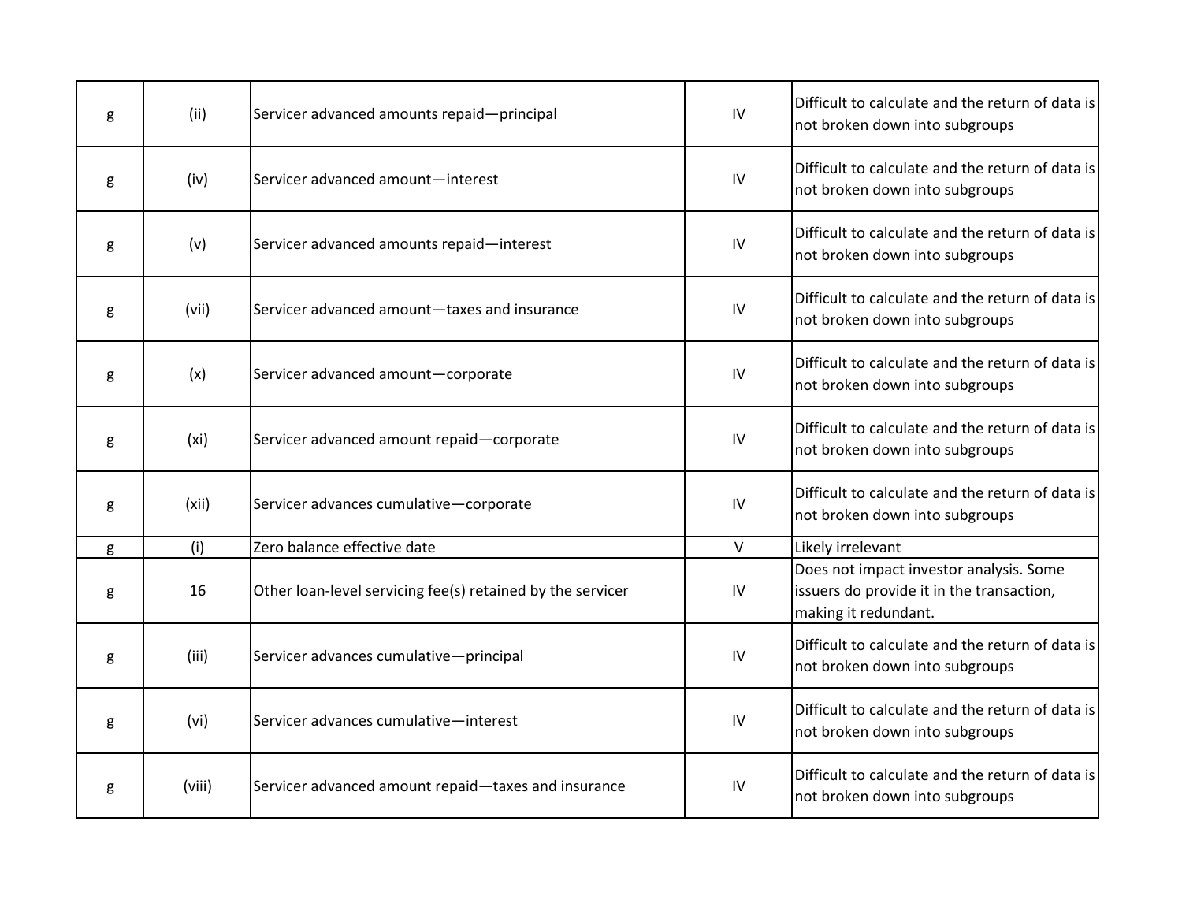| | | | | |
|---|---|---|---|---|
| g | (ii) | Servicer advanced amounts repaid—principal | IV | Difficult to calculate and the return of data is not broken down into subgroups |
| g | (iv) | Servicer advanced amount—interest | IV | Difficult to calculate and the return of data is not broken down into subgroups |
| g | (v) | Servicer advanced amounts repaid—interest | IV | Difficult to calculate and the return of data is not broken down into subgroups |
| g | (vii) | Servicer advanced amount—taxes and insurance | IV | Difficult to calculate and the return of data is not broken down into subgroups |
| g | (x) | Servicer advanced amount—corporate | IV | Difficult to calculate and the return of data is not broken down into subgroups |
| g | (xi) | Servicer advanced amount repaid—corporate | IV | Difficult to calculate and the return of data is not broken down into subgroups |
| g | (xii) | Servicer advances cumulative—corporate | IV | Difficult to calculate and the return of data is not broken down into subgroups |
| g | (i) | Zero balance effective date | V | Likely irrelevant |
| g | 16 | Other loan-level servicing fee(s) retained by the servicer | IV | Does not impact investor analysis. Some issuers do provide it in the transaction, making it redundant. |
| g | (iii) | Servicer advances cumulative—principal | IV | Difficult to calculate and the return of data is not broken down into subgroups |
| g | (vi) | Servicer advances cumulative—interest | IV | Difficult to calculate and the return of data is not broken down into subgroups |
| g | (viii) | Servicer advanced amount repaid—taxes and insurance | IV | Difficult to calculate and the return of data is not broken down into subgroups |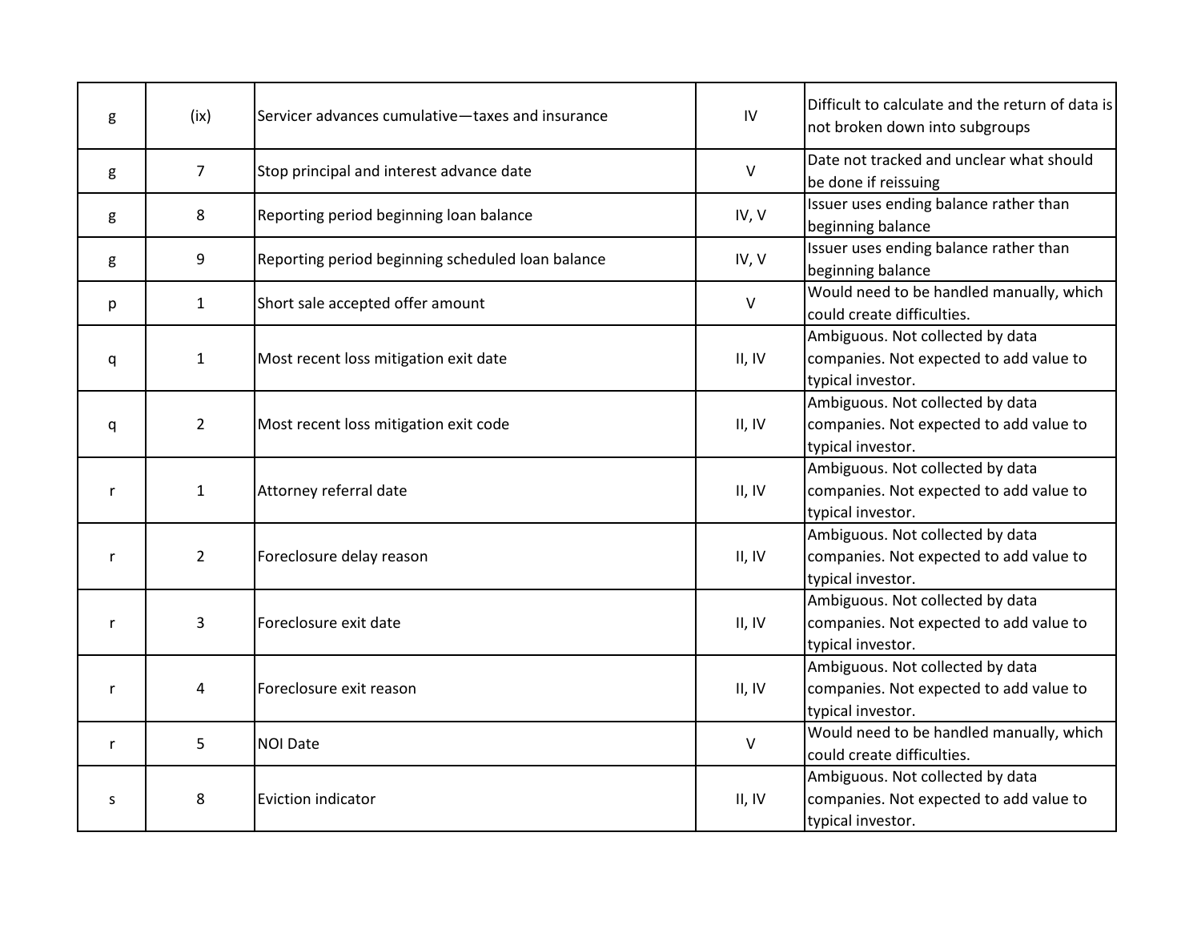| | | | | |
|---|---|---|---|---|
| g | (ix) | Servicer advances cumulative—taxes and insurance | IV | Difficult to calculate and the return of data is not broken down into subgroups |
| g | 7 | Stop principal and interest advance date | V | Date not tracked and unclear what should be done if reissuing |
| g | 8 | Reporting period beginning loan balance | IV, V | Issuer uses ending balance rather than beginning balance |
| g | 9 | Reporting period beginning scheduled loan balance | IV, V | Issuer uses ending balance rather than beginning balance |
| p | 1 | Short sale accepted offer amount | V | Would need to be handled manually, which could create difficulties. |
| q | 1 | Most recent loss mitigation exit date | II, IV | Ambiguous. Not collected by data companies. Not expected to add value to typical investor. |
| q | 2 | Most recent loss mitigation exit code | II, IV | Ambiguous. Not collected by data companies. Not expected to add value to typical investor. |
| r | 1 | Attorney referral date | II, IV | Ambiguous. Not collected by data companies. Not expected to add value to typical investor. |
| r | 2 | Foreclosure delay reason | II, IV | Ambiguous. Not collected by data companies. Not expected to add value to typical investor. |
| r | 3 | Foreclosure exit date | II, IV | Ambiguous. Not collected by data companies. Not expected to add value to typical investor. |
| r | 4 | Foreclosure exit reason | II, IV | Ambiguous. Not collected by data companies. Not expected to add value to typical investor. |
| r | 5 | NOI Date | V | Would need to be handled manually, which could create difficulties. |
| s | 8 | Eviction indicator | II, IV | Ambiguous. Not collected by data companies. Not expected to add value to typical investor. |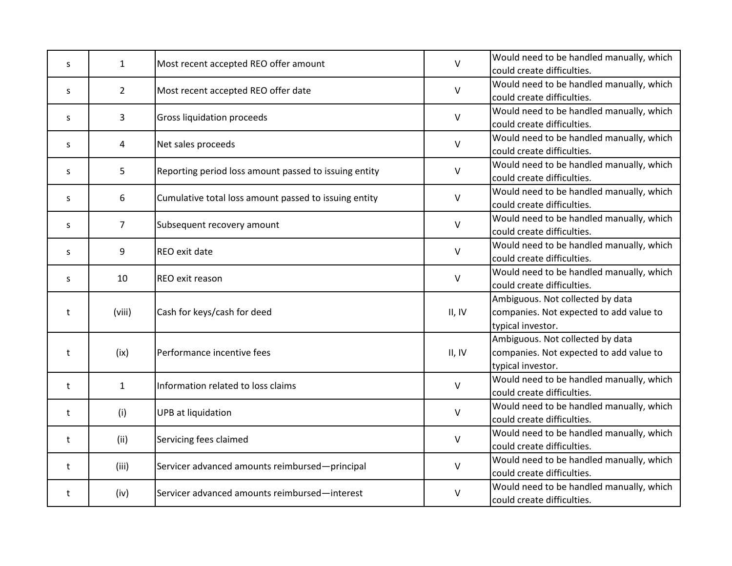| | | | | |
|---|---|---|---|---|
| s | 1 | Most recent accepted REO offer amount | V | Would need to be handled manually, which could create difficulties. |
| s | 2 | Most recent accepted REO offer date | V | Would need to be handled manually, which could create difficulties. |
| s | 3 | Gross liquidation proceeds | V | Would need to be handled manually, which could create difficulties. |
| s | 4 | Net sales proceeds | V | Would need to be handled manually, which could create difficulties. |
| s | 5 | Reporting period loss amount passed to issuing entity | V | Would need to be handled manually, which could create difficulties. |
| s | 6 | Cumulative total loss amount passed to issuing entity | V | Would need to be handled manually, which could create difficulties. |
| s | 7 | Subsequent recovery amount | V | Would need to be handled manually, which could create difficulties. |
| s | 9 | REO exit date | V | Would need to be handled manually, which could create difficulties. |
| s | 10 | REO exit reason | V | Would need to be handled manually, which could create difficulties. |
| t | (viii) | Cash for keys/cash for deed | II, IV | Ambiguous. Not collected by data companies. Not expected to add value to typical investor. |
| t | (ix) | Performance incentive fees | II, IV | Ambiguous. Not collected by data companies. Not expected to add value to typical investor. |
| t | 1 | Information related to loss claims | V | Would need to be handled manually, which could create difficulties. |
| t | (i) | UPB at liquidation | V | Would need to be handled manually, which could create difficulties. |
| t | (ii) | Servicing fees claimed | V | Would need to be handled manually, which could create difficulties. |
| t | (iii) | Servicer advanced amounts reimbursed—principal | V | Would need to be handled manually, which could create difficulties. |
| t | (iv) | Servicer advanced amounts reimbursed—interest | V | Would need to be handled manually, which could create difficulties. |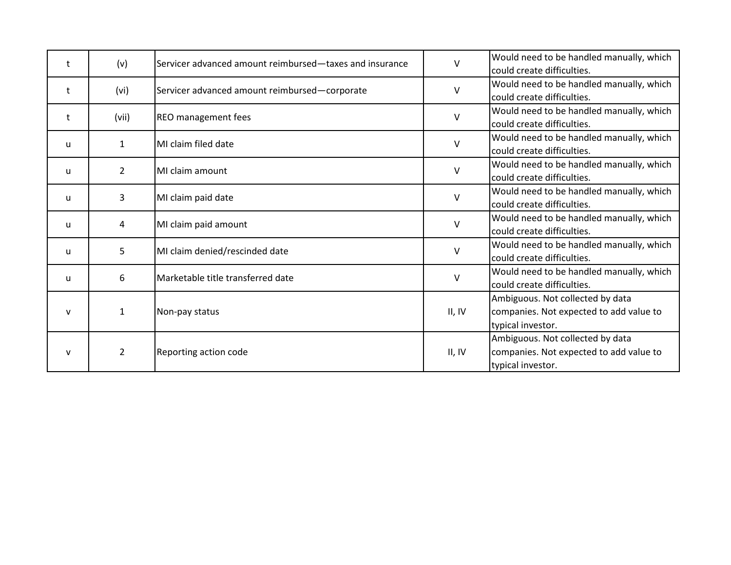| | | | | |
|---|---|---|---|---|
| t | (v) | Servicer advanced amount reimbursed—taxes and insurance | V | Would need to be handled manually, which could create difficulties. |
| t | (vi) | Servicer advanced amount reimbursed—corporate | V | Would need to be handled manually, which could create difficulties. |
| t | (vii) | REO management fees | V | Would need to be handled manually, which could create difficulties. |
| u | 1 | MI claim filed date | V | Would need to be handled manually, which could create difficulties. |
| u | 2 | MI claim amount | V | Would need to be handled manually, which could create difficulties. |
| u | 3 | MI claim paid date | V | Would need to be handled manually, which could create difficulties. |
| u | 4 | MI claim paid amount | V | Would need to be handled manually, which could create difficulties. |
| u | 5 | MI claim denied/rescinded date | V | Would need to be handled manually, which could create difficulties. |
| u | 6 | Marketable title transferred date | V | Would need to be handled manually, which could create difficulties. |
| v | 1 | Non-pay status | II, IV | Ambiguous. Not collected by data companies. Not expected to add value to typical investor. |
| v | 2 | Reporting action code | II, IV | Ambiguous. Not collected by data companies. Not expected to add value to typical investor. |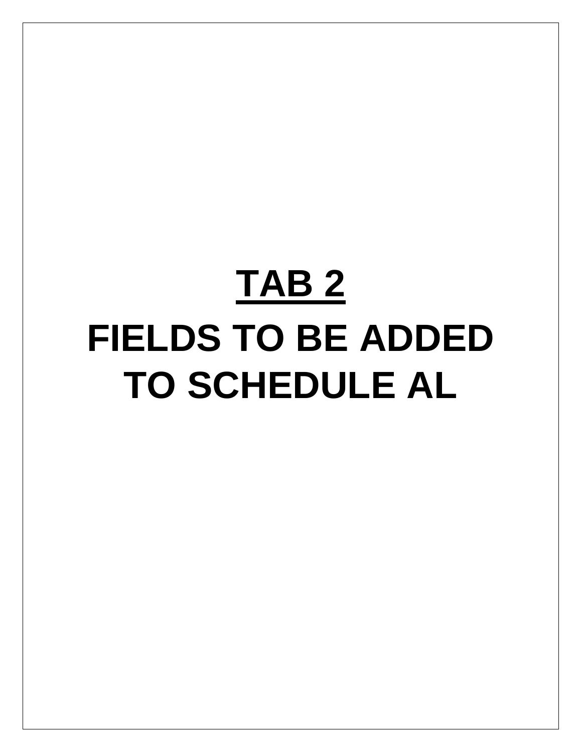# TAB 2

# FIELDS TO BE ADDED TO SCHEDULE AL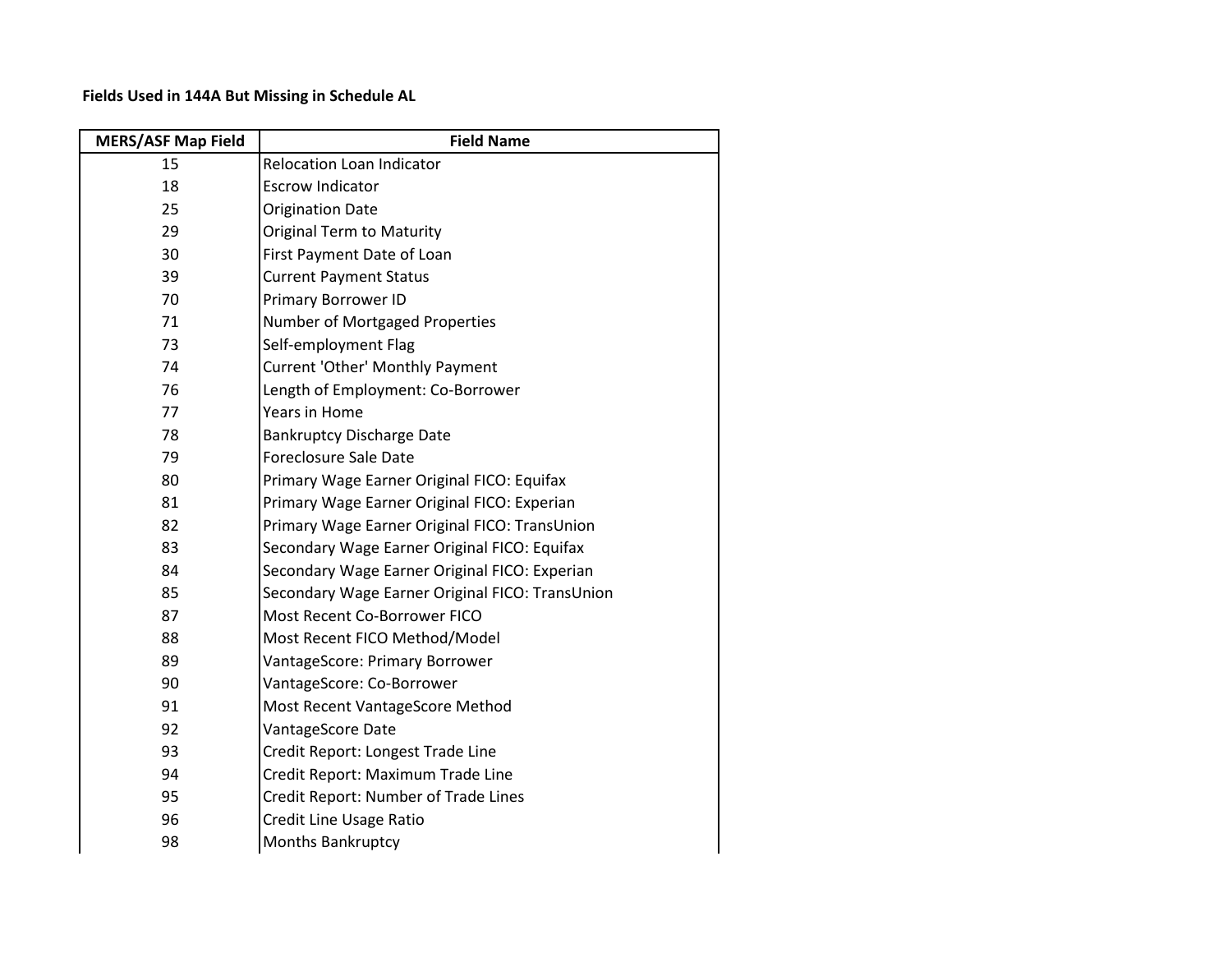**Fields Used in 144A But Missing in Schedule AL**

| MERS/ASF Map Field | Field Name |
|---|---|
| 15 | Relocation Loan Indicator |
| 18 | Escrow Indicator |
| 25 | Origination Date |
| 29 | Original Term to Maturity |
| 30 | First Payment Date of Loan |
| 39 | Current Payment Status |
| 70 | Primary Borrower ID |
| 71 | Number of Mortgaged Properties |
| 73 | Self-employment Flag |
| 74 | Current 'Other' Monthly Payment |
| 76 | Length of Employment: Co-Borrower |
| 77 | Years in Home |
| 78 | Bankruptcy Discharge Date |
| 79 | Foreclosure Sale Date |
| 80 | Primary Wage Earner Original FICO: Equifax |
| 81 | Primary Wage Earner Original FICO: Experian |
| 82 | Primary Wage Earner Original FICO: TransUnion |
| 83 | Secondary Wage Earner Original FICO: Equifax |
| 84 | Secondary Wage Earner Original FICO: Experian |
| 85 | Secondary Wage Earner Original FICO: TransUnion |
| 87 | Most Recent Co-Borrower FICO |
| 88 | Most Recent FICO Method/Model |
| 89 | VantageScore: Primary Borrower |
| 90 | VantageScore: Co-Borrower |
| 91 | Most Recent VantageScore Method |
| 92 | VantageScore Date |
| 93 | Credit Report: Longest Trade Line |
| 94 | Credit Report: Maximum Trade Line |
| 95 | Credit Report: Number of Trade Lines |
| 96 | Credit Line Usage Ratio |
| 98 | Months Bankruptcy |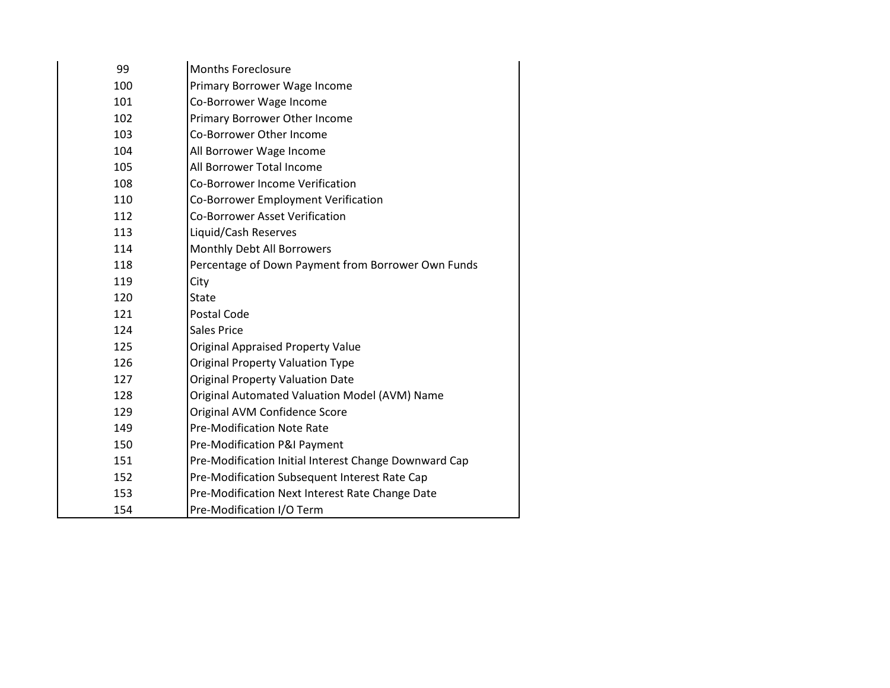| | |
|---|---|
| 99 | Months Foreclosure |
| 100 | Primary Borrower Wage Income |
| 101 | Co-Borrower Wage Income |
| 102 | Primary Borrower Other Income |
| 103 | Co-Borrower Other Income |
| 104 | All Borrower Wage Income |
| 105 | All Borrower Total Income |
| 108 | Co-Borrower Income Verification |
| 110 | Co-Borrower Employment Verification |
| 112 | Co-Borrower Asset Verification |
| 113 | Liquid/Cash Reserves |
| 114 | Monthly Debt All Borrowers |
| 118 | Percentage of Down Payment from Borrower Own Funds |
| 119 | City |
| 120 | State |
| 121 | Postal Code |
| 124 | Sales Price |
| 125 | Original Appraised Property Value |
| 126 | Original Property Valuation Type |
| 127 | Original Property Valuation Date |
| 128 | Original Automated Valuation Model (AVM) Name |
| 129 | Original AVM Confidence Score |
| 149 | Pre-Modification Note Rate |
| 150 | Pre-Modification P&I Payment |
| 151 | Pre-Modification Initial Interest Change Downward Cap |
| 152 | Pre-Modification Subsequent Interest Rate Cap |
| 153 | Pre-Modification Next Interest Rate Change Date |
| 154 | Pre-Modification I/O Term |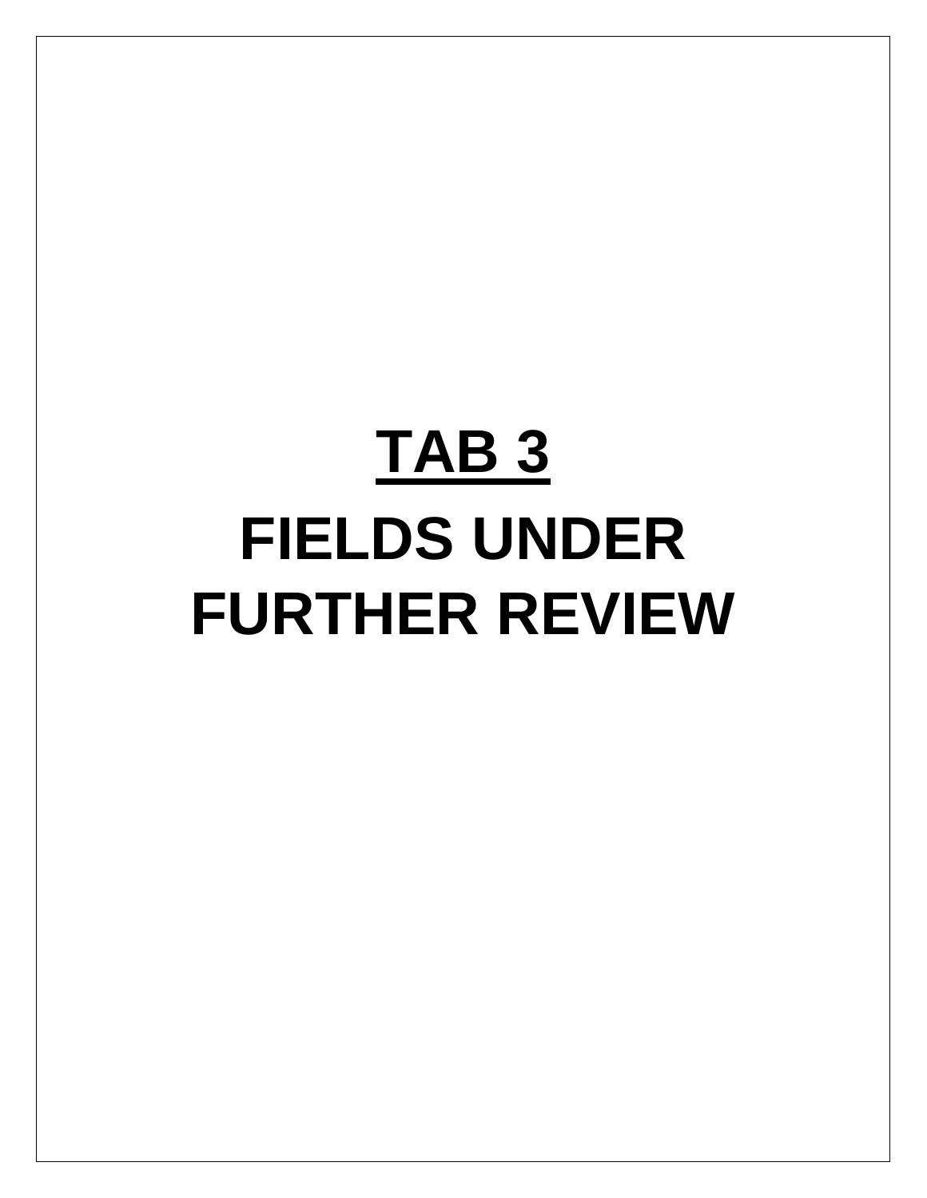# TAB 3

# FIELDS UNDER FURTHER REVIEW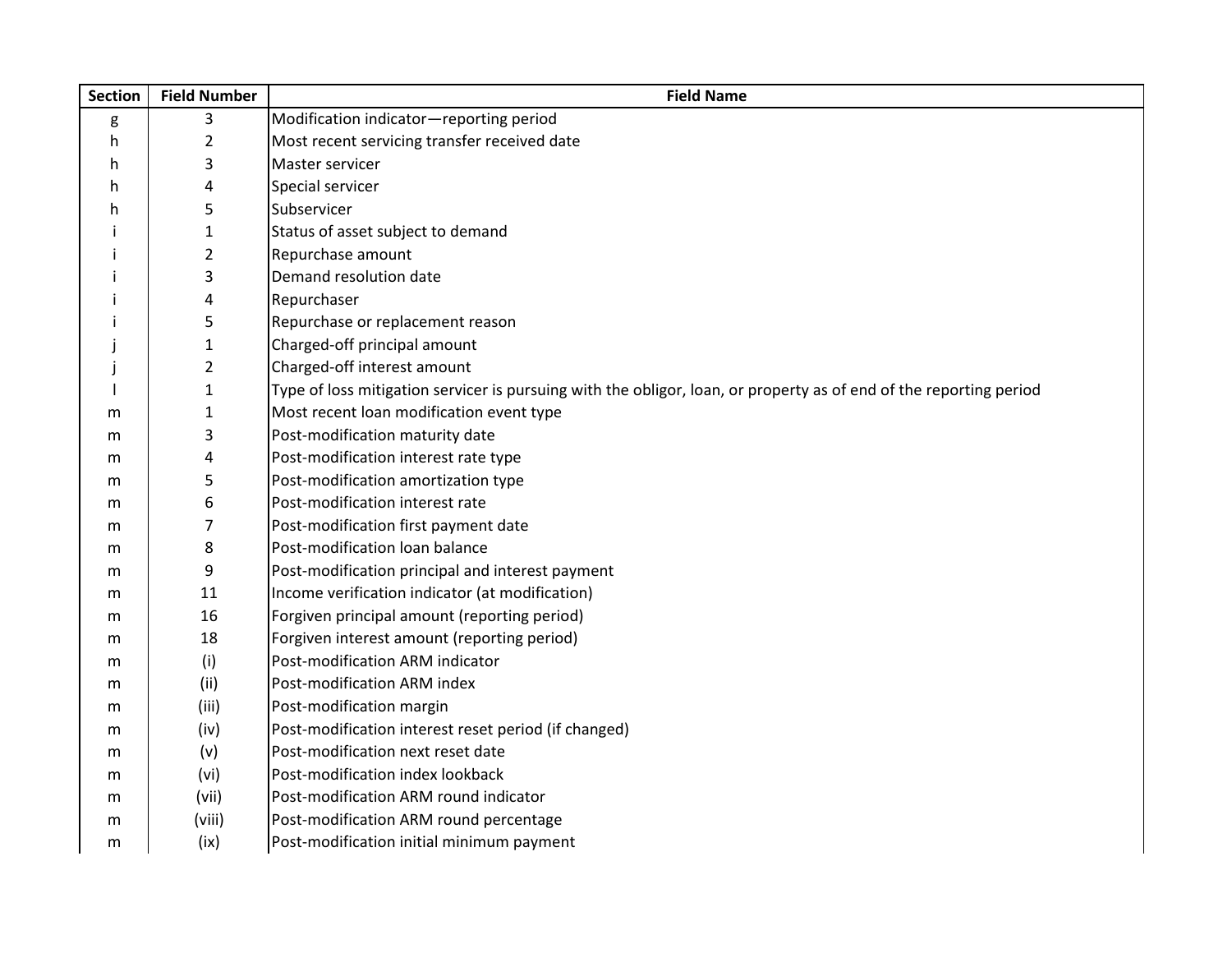| Section | Field Number | Field Name |
|---|---|---|
| g | 3 | Modification indicator—reporting period |
| h | 2 | Most recent servicing transfer received date |
| h | 3 | Master servicer |
| h | 4 | Special servicer |
| h | 5 | Subservicer |
| i | 1 | Status of asset subject to demand |
| i | 2 | Repurchase amount |
| i | 3 | Demand resolution date |
| i | 4 | Repurchaser |
| i | 5 | Repurchase or replacement reason |
| j | 1 | Charged-off principal amount |
| j | 2 | Charged-off interest amount |
| l | 1 | Type of loss mitigation servicer is pursuing with the obligor, loan, or property as of end of the reporting period |
| m | 1 | Most recent loan modification event type |
| m | 3 | Post-modification maturity date |
| m | 4 | Post-modification interest rate type |
| m | 5 | Post-modification amortization type |
| m | 6 | Post-modification interest rate |
| m | 7 | Post-modification first payment date |
| m | 8 | Post-modification loan balance |
| m | 9 | Post-modification principal and interest payment |
| m | 11 | Income verification indicator (at modification) |
| m | 16 | Forgiven principal amount (reporting period) |
| m | 18 | Forgiven interest amount (reporting period) |
| m | (i) | Post-modification ARM indicator |
| m | (ii) | Post-modification ARM index |
| m | (iii) | Post-modification margin |
| m | (iv) | Post-modification interest reset period (if changed) |
| m | (v) | Post-modification next reset date |
| m | (vi) | Post-modification index lookback |
| m | (vii) | Post-modification ARM round indicator |
| m | (viii) | Post-modification ARM round percentage |
| m | (ix) | Post-modification initial minimum payment |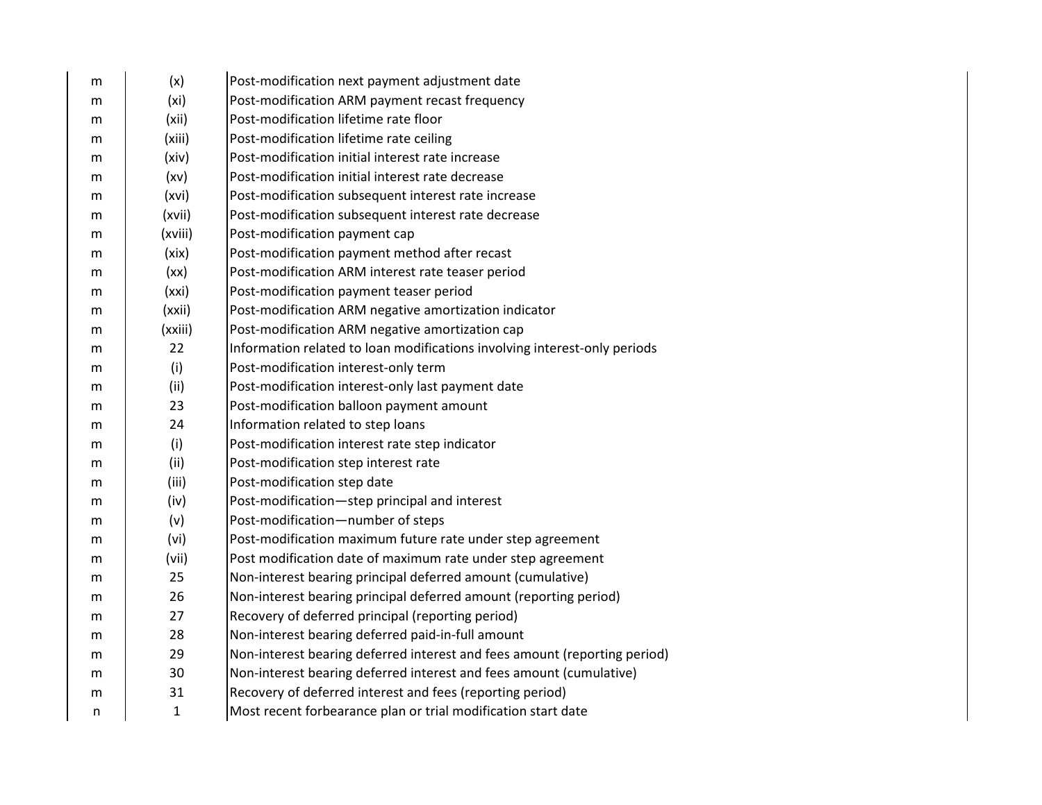| | | |
|---|---|---|
| m | (x) | Post-modification next payment adjustment date |
| m | (xi) | Post-modification ARM payment recast frequency |
| m | (xii) | Post-modification lifetime rate floor |
| m | (xiii) | Post-modification lifetime rate ceiling |
| m | (xiv) | Post-modification initial interest rate increase |
| m | (xv) | Post-modification initial interest rate decrease |
| m | (xvi) | Post-modification subsequent interest rate increase |
| m | (xvii) | Post-modification subsequent interest rate decrease |
| m | (xviii) | Post-modification payment cap |
| m | (xix) | Post-modification payment method after recast |
| m | (xx) | Post-modification ARM interest rate teaser period |
| m | (xxi) | Post-modification payment teaser period |
| m | (xxii) | Post-modification ARM negative amortization indicator |
| m | (xxiii) | Post-modification ARM negative amortization cap |
| m | 22 | Information related to loan modifications involving interest-only periods |
| m | (i) | Post-modification interest-only term |
| m | (ii) | Post-modification interest-only last payment date |
| m | 23 | Post-modification balloon payment amount |
| m | 24 | Information related to step loans |
| m | (i) | Post-modification interest rate step indicator |
| m | (ii) | Post-modification step interest rate |
| m | (iii) | Post-modification step date |
| m | (iv) | Post-modification—step principal and interest |
| m | (v) | Post-modification—number of steps |
| m | (vi) | Post-modification maximum future rate under step agreement |
| m | (vii) | Post modification date of maximum rate under step agreement |
| m | 25 | Non-interest bearing principal deferred amount (cumulative) |
| m | 26 | Non-interest bearing principal deferred amount (reporting period) |
| m | 27 | Recovery of deferred principal (reporting period) |
| m | 28 | Non-interest bearing deferred paid-in-full amount |
| m | 29 | Non-interest bearing deferred interest and fees amount (reporting period) |
| m | 30 | Non-interest bearing deferred interest and fees amount (cumulative) |
| m | 31 | Recovery of deferred interest and fees (reporting period) |
| n | 1 | Most recent forbearance plan or trial modification start date |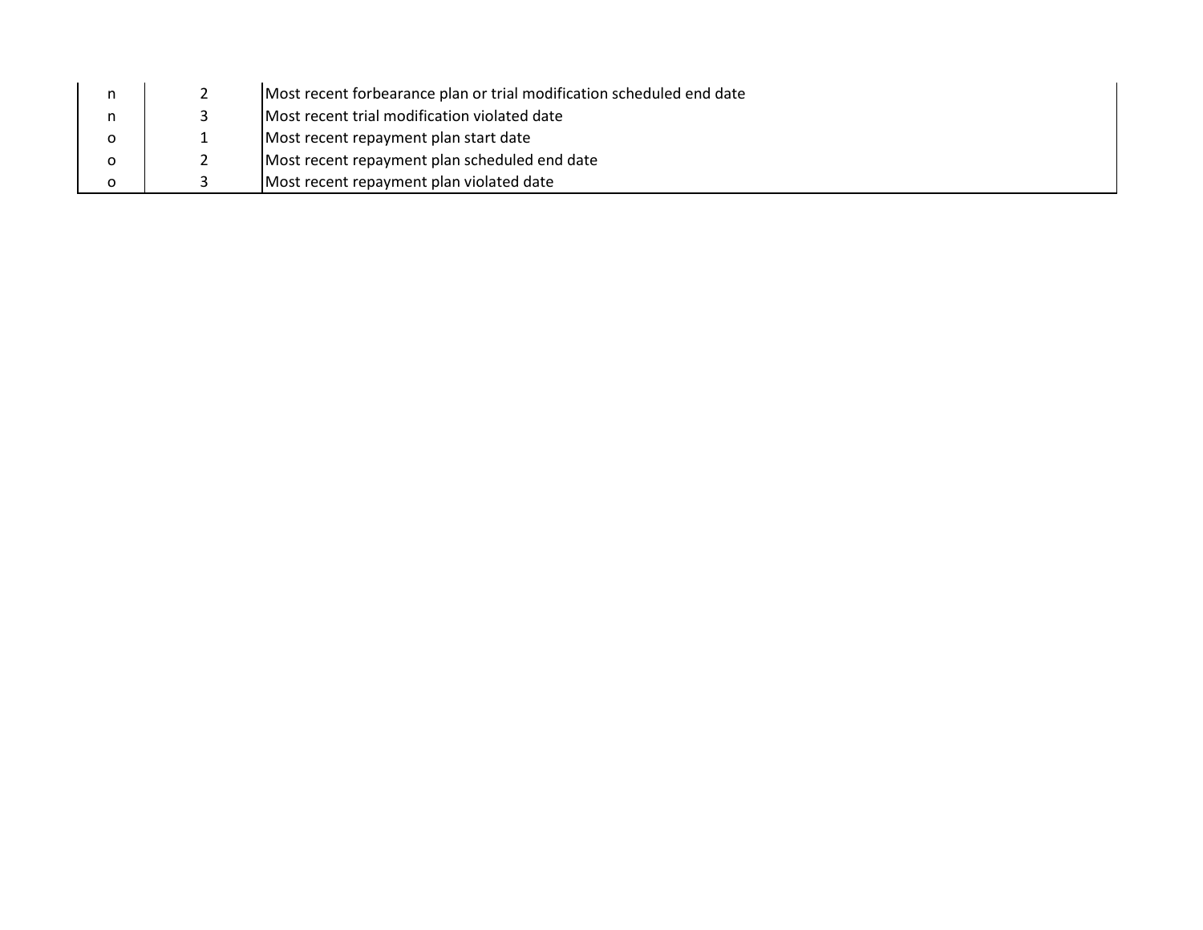| | | |
|---|---|---|
| n | 2 | Most recent forbearance plan or trial modification scheduled end date |
| n | 3 | Most recent trial modification violated date |
| o | 1 | Most recent repayment plan start date |
| o | 2 | Most recent repayment plan scheduled end date |
| o | 3 | Most recent repayment plan violated date |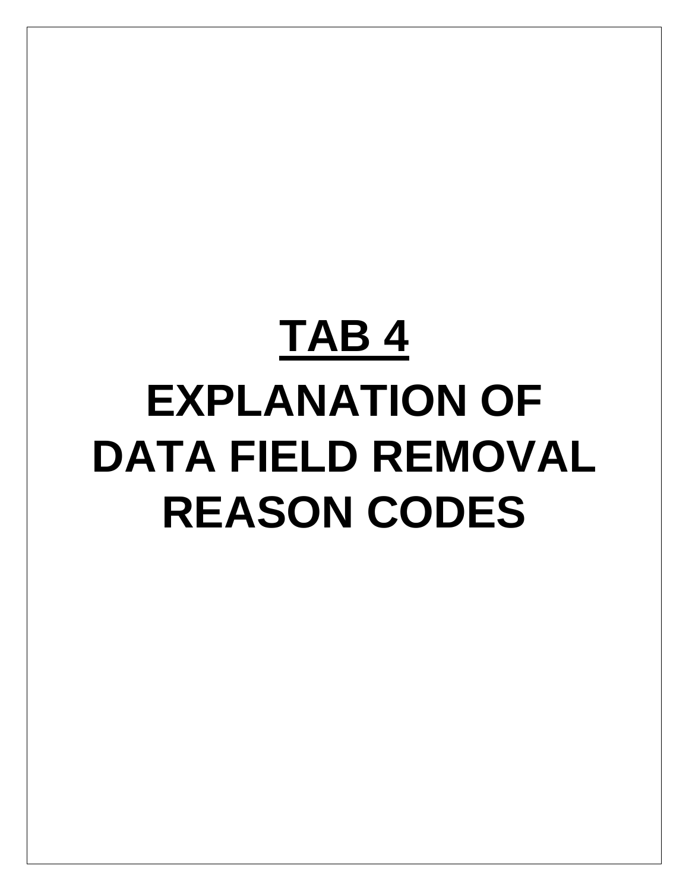# TAB 4

# EXPLANATION OF DATA FIELD REMOVAL REASON CODES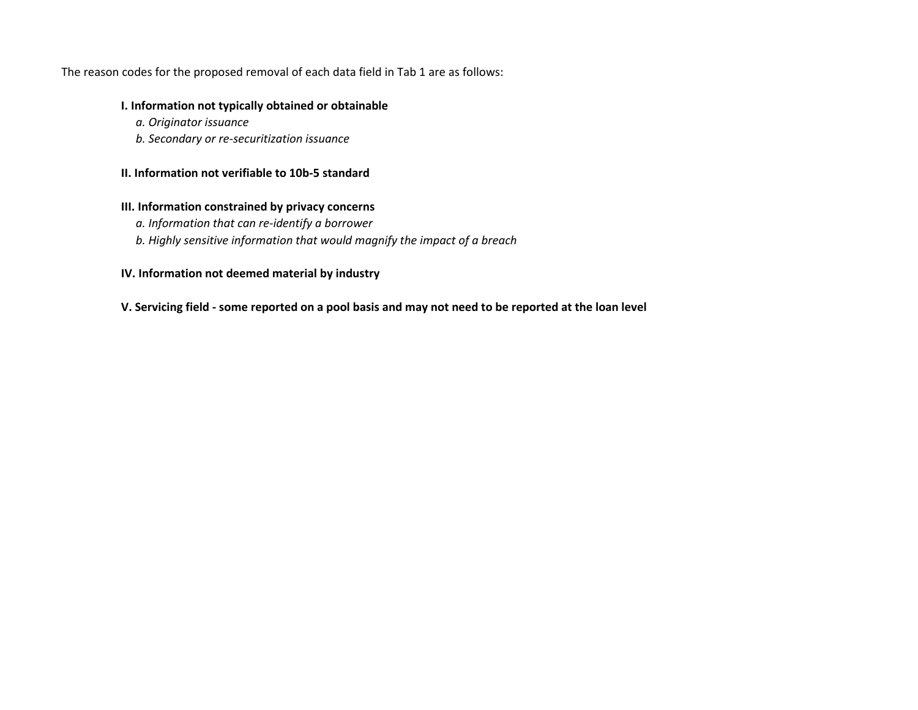The reason codes for the proposed removal of each data field in Tab 1 are as follows:

**I. Information not typically obtained or obtainable**
- *a. Originator issuance*
- *b. Secondary or re-securitization issuance*

**II. Information not verifiable to 10b-5 standard**

**III. Information constrained by privacy concerns**
- *a. Information that can re-identify a borrower*
- *b. Highly sensitive information that would magnify the impact of a breach*

**IV. Information not deemed material by industry**

**V. Servicing field - some reported on a pool basis and may not need to be reported at the loan level**